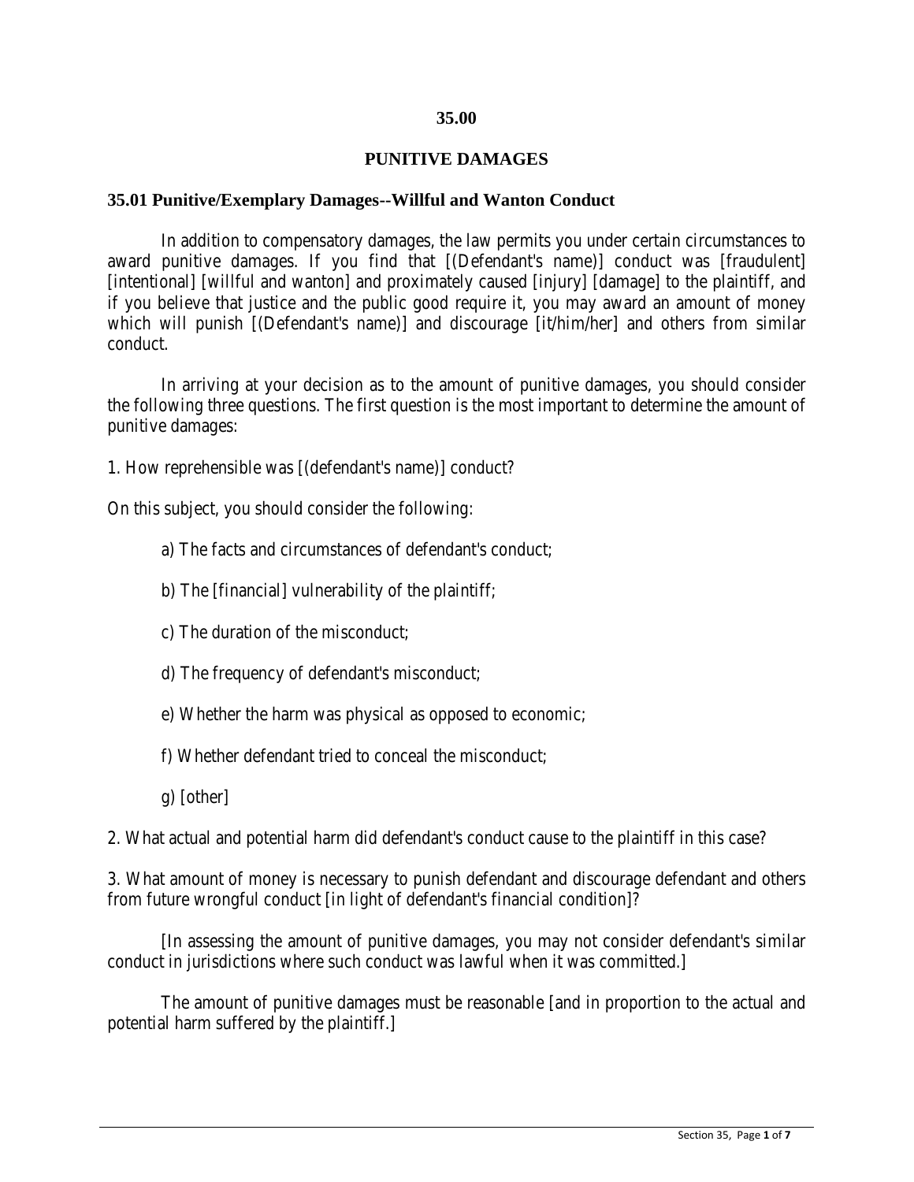# 35.00

# PUNITIVE DAMAGES

## 35.01 Punitive/Exemplary Damages--Willful and Wanton Conduct

In addition to compensatory damages, the law permits you under certain circumstances to award punitive damages. If you find that [(Defendant's name)] conduct was [fraudulent] [intentional] [willful and wanton] and proximately caused [injury] [damage] to the plaintiff, and if you believe that justice and the public good require it, you may award an amount of money which will punish [(Defendant's name)] and discourage [it/him/her] and others from similar conduct.

In arriving at your decision as to the amount of punitive damages, you should consider the following three questions. The first question is the most important to determine the amount of punitive damages:

1. How reprehensible was [(defendant's name)] conduct?

On this subject, you should consider the following:

a) The facts and circumstances of defendant's conduct;

b) The [financial] vulnerability of the plaintiff;

c) The duration of the misconduct;

d) The frequency of defendant's misconduct;

e) Whether the harm was physical as opposed to economic;

f) Whether defendant tried to conceal the misconduct;

g) [other]

2. What actual and potential harm did defendant's conduct cause to the plaintiff in this case?

3. What amount of money is necessary to punish defendant and discourage defendant and others from future wrongful conduct [in light of defendant's financial condition]?

[In assessing the amount of punitive damages, you may not consider defendant's similar conduct in jurisdictions where such conduct was lawful when it was committed.]

The amount of punitive damages must be reasonable [and in proportion to the actual and potential harm suffered by the plaintiff.]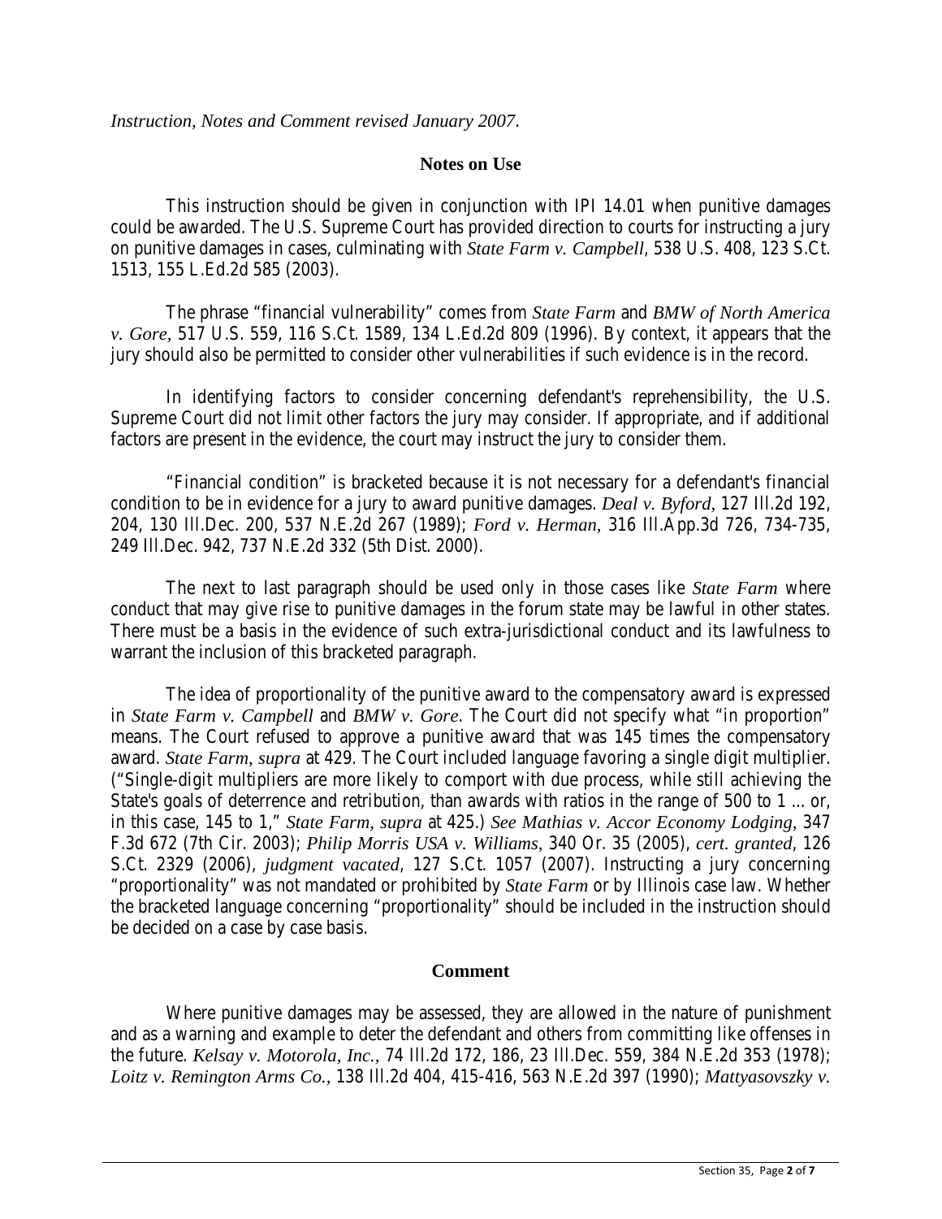*Instruction, Notes and Comment revised January 2007*.

## Notes on Use

This instruction should be given in conjunction with IPI 14.01 when punitive damages could be awarded. The U.S. Supreme Court has provided direction to courts for instructing a jury on punitive damages in cases, culminating with *State Farm v. Campbell*, 538 U.S. 408, 123 S.Ct. 1513, 155 L.Ed.2d 585 (2003).

The phrase "financial vulnerability" comes from *State Farm* and *BMW of North America v. Gore*, 517 U.S. 559, 116 S.Ct. 1589, 134 L.Ed.2d 809 (1996). By context, it appears that the jury should also be permitted to consider other vulnerabilities if such evidence is in the record.

In identifying factors to consider concerning defendant's reprehensibility, the U.S. Supreme Court did not limit other factors the jury may consider. If appropriate, and if additional factors are present in the evidence, the court may instruct the jury to consider them.

"Financial condition" is bracketed because it is not necessary for a defendant's financial condition to be in evidence for a jury to award punitive damages. *Deal v. Byford*, 127 Ill.2d 192, 204, 130 Ill.Dec. 200, 537 N.E.2d 267 (1989); *Ford v. Herman*, 316 Ill.App.3d 726, 734-735, 249 Ill.Dec. 942, 737 N.E.2d 332 (5th Dist. 2000).

The next to last paragraph should be used only in those cases like *State Farm* where conduct that may give rise to punitive damages in the forum state may be lawful in other states. There must be a basis in the evidence of such extra-jurisdictional conduct and its lawfulness to warrant the inclusion of this bracketed paragraph.

The idea of proportionality of the punitive award to the compensatory award is expressed in *State Farm v. Campbell* and *BMW v. Gore*. The Court did not specify what "in proportion" means. The Court refused to approve a punitive award that was 145 times the compensatory award. *State Farm*, *supra* at 429. The Court included language favoring a single digit multiplier. ("Single-digit multipliers are more likely to comport with due process, while still achieving the State's goals of deterrence and retribution, than awards with ratios in the range of 500 to 1 ... or, in this case, 145 to 1," *State Farm*, *supra* at 425.) *See Mathias v. Accor Economy Lodging*, 347 F.3d 672 (7th Cir. 2003); *Philip Morris USA v. Williams*, 340 Or. 35 (2005), *cert. granted*, 126 S.Ct. 2329 (2006), *judgment vacated*, 127 S.Ct. 1057 (2007). Instructing a jury concerning "proportionality" was not mandated or prohibited by *State Farm* or by Illinois case law. Whether the bracketed language concerning "proportionality" should be included in the instruction should be decided on a case by case basis.

## Comment

Where punitive damages may be assessed, they are allowed in the nature of punishment and as a warning and example to deter the defendant and others from committing like offenses in the future. *Kelsay v. Motorola, Inc.*, 74 Ill.2d 172, 186, 23 Ill.Dec. 559, 384 N.E.2d 353 (1978); *Loitz v. Remington Arms Co.*, 138 Ill.2d 404, 415-416, 563 N.E.2d 397 (1990); *Mattyasovszky v.*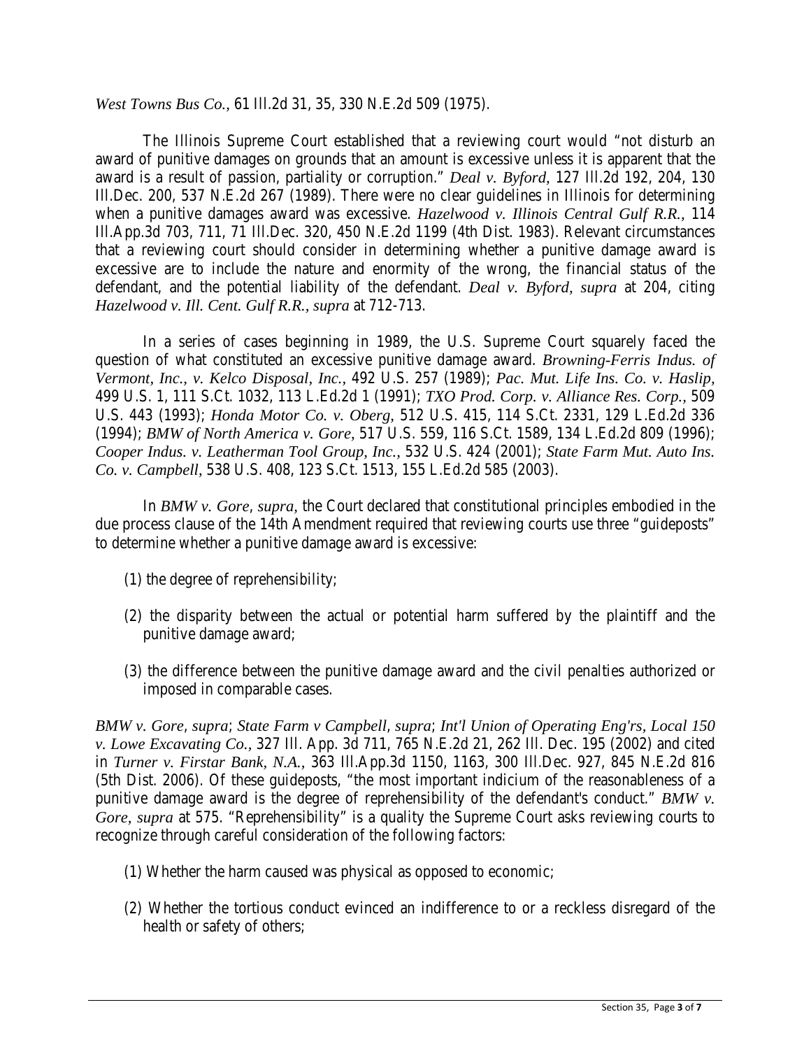*West Towns Bus Co.*, 61 Ill.2d 31, 35, 330 N.E.2d 509 (1975).

The Illinois Supreme Court established that a reviewing court would "not disturb an award of punitive damages on grounds that an amount is excessive unless it is apparent that the award is a result of passion, partiality or corruption." *Deal v. Byford*, 127 Ill.2d 192, 204, 130 Ill.Dec. 200, 537 N.E.2d 267 (1989). There were no clear guidelines in Illinois for determining when a punitive damages award was excessive. *Hazelwood v. Illinois Central Gulf R.R.*, 114 Ill.App.3d 703, 711, 71 Ill.Dec. 320, 450 N.E.2d 1199 (4th Dist. 1983). Relevant circumstances that a reviewing court should consider in determining whether a punitive damage award is excessive are to include the nature and enormity of the wrong, the financial status of the defendant, and the potential liability of the defendant. *Deal v. Byford*, *supra* at 204, citing *Hazelwood v. Ill. Cent. Gulf R.R.*, *supra* at 712-713.

In a series of cases beginning in 1989, the U.S. Supreme Court squarely faced the question of what constituted an excessive punitive damage award. *Browning-Ferris Indus. of Vermont, Inc., v. Kelco Disposal, Inc.*, 492 U.S. 257 (1989); *Pac. Mut. Life Ins. Co. v. Haslip*, 499 U.S. 1, 111 S.Ct. 1032, 113 L.Ed.2d 1 (1991); *TXO Prod. Corp. v. Alliance Res. Corp.*, 509 U.S. 443 (1993); *Honda Motor Co. v. Oberg*, 512 U.S. 415, 114 S.Ct. 2331, 129 L.Ed.2d 336 (1994); *BMW of North America v. Gore*, 517 U.S. 559, 116 S.Ct. 1589, 134 L.Ed.2d 809 (1996); *Cooper Indus. v. Leatherman Tool Group, Inc.*, 532 U.S. 424 (2001); *State Farm Mut. Auto Ins. Co. v. Campbell*, 538 U.S. 408, 123 S.Ct. 1513, 155 L.Ed.2d 585 (2003).

In *BMW v. Gore*, *supra*, the Court declared that constitutional principles embodied in the due process clause of the 14th Amendment required that reviewing courts use three "guideposts" to determine whether a punitive damage award is excessive:

(1) the degree of reprehensibility;

(2) the disparity between the actual or potential harm suffered by the plaintiff and the punitive damage award;

(3) the difference between the punitive damage award and the civil penalties authorized or imposed in comparable cases.

*BMW v. Gore*, *supra*; *State Farm v Campbell*, *supra*; *Int'l Union of Operating Eng'rs, Local 150 v. Lowe Excavating Co.*, 327 Ill. App. 3d 711, 765 N.E.2d 21, 262 Ill. Dec. 195 (2002) and cited in *Turner v. Firstar Bank, N.A.*, 363 Ill.App.3d 1150, 1163, 300 Ill.Dec. 927, 845 N.E.2d 816 (5th Dist. 2006). Of these guideposts, "the most important indicium of the reasonableness of a punitive damage award is the degree of reprehensibility of the defendant's conduct." *BMW v. Gore*, *supra* at 575. "Reprehensibility" is a quality the Supreme Court asks reviewing courts to recognize through careful consideration of the following factors:

(1) Whether the harm caused was physical as opposed to economic;

(2) Whether the tortious conduct evinced an indifference to or a reckless disregard of the health or safety of others;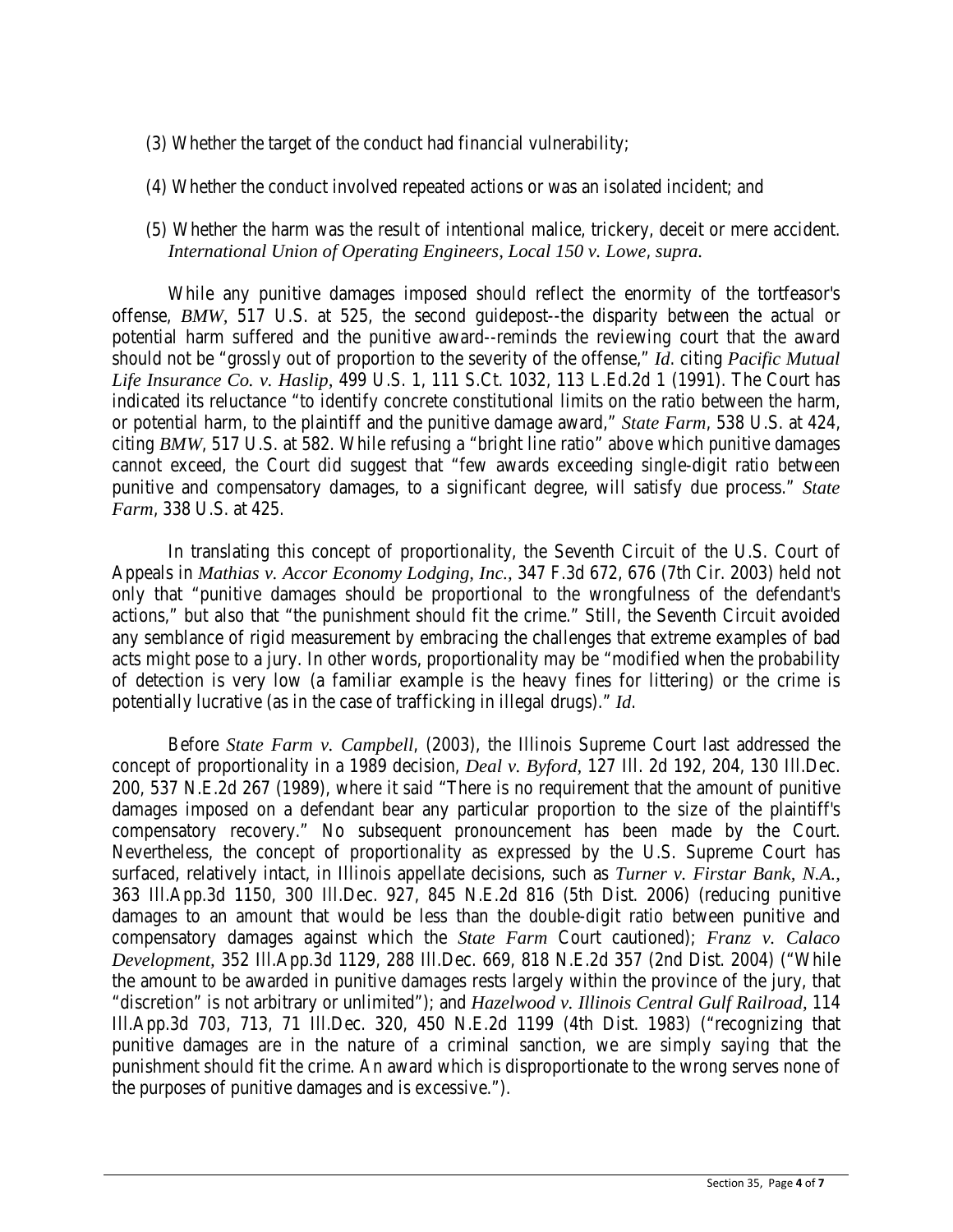(3) Whether the target of the conduct had financial vulnerability;

(4) Whether the conduct involved repeated actions or was an isolated incident; and

(5) Whether the harm was the result of intentional malice, trickery, deceit or mere accident. *International Union of Operating Engineers, Local 150 v. Lowe*, *supra*.

While any punitive damages imposed should reflect the enormity of the tortfeasor's offense, *BMW*, 517 U.S. at 525, the second guidepost--the disparity between the actual or potential harm suffered and the punitive award--reminds the reviewing court that the award should not be "grossly out of proportion to the severity of the offense," *Id*. citing *Pacific Mutual Life Insurance Co. v. Haslip*, 499 U.S. 1, 111 S.Ct. 1032, 113 L.Ed.2d 1 (1991). The Court has indicated its reluctance "to identify concrete constitutional limits on the ratio between the harm, or potential harm, to the plaintiff and the punitive damage award," *State Farm*, 538 U.S. at 424, citing *BMW*, 517 U.S. at 582. While refusing a "bright line ratio" above which punitive damages cannot exceed, the Court did suggest that "few awards exceeding single-digit ratio between punitive and compensatory damages, to a significant degree, will satisfy due process." *State Farm*, 338 U.S. at 425.

In translating this concept of proportionality, the Seventh Circuit of the U.S. Court of Appeals in *Mathias v. Accor Economy Lodging, Inc.*, 347 F.3d 672, 676 (7th Cir. 2003) held not only that "punitive damages should be proportional to the wrongfulness of the defendant's actions," but also that "the punishment should fit the crime." Still, the Seventh Circuit avoided any semblance of rigid measurement by embracing the challenges that extreme examples of bad acts might pose to a jury. In other words, proportionality may be "modified when the probability of detection is very low (a familiar example is the heavy fines for littering) or the crime is potentially lucrative (as in the case of trafficking in illegal drugs)." *Id*.

Before *State Farm v. Campbell*, (2003), the Illinois Supreme Court last addressed the concept of proportionality in a 1989 decision, *Deal v. Byford*, 127 Ill. 2d 192, 204, 130 Ill.Dec. 200, 537 N.E.2d 267 (1989), where it said "There is no requirement that the amount of punitive damages imposed on a defendant bear any particular proportion to the size of the plaintiff's compensatory recovery." No subsequent pronouncement has been made by the Court. Nevertheless, the concept of proportionality as expressed by the U.S. Supreme Court has surfaced, relatively intact, in Illinois appellate decisions, such as *Turner v. Firstar Bank, N.A.*, 363 Ill.App.3d 1150, 300 Ill.Dec. 927, 845 N.E.2d 816 (5th Dist. 2006) (reducing punitive damages to an amount that would be less than the double-digit ratio between punitive and compensatory damages against which the *State Farm* Court cautioned); *Franz v. Calaco Development*, 352 Ill.App.3d 1129, 288 Ill.Dec. 669, 818 N.E.2d 357 (2nd Dist. 2004) ("While the amount to be awarded in punitive damages rests largely within the province of the jury, that "discretion" is not arbitrary or unlimited"); and *Hazelwood v. Illinois Central Gulf Railroad*, 114 Ill.App.3d 703, 713, 71 Ill.Dec. 320, 450 N.E.2d 1199 (4th Dist. 1983) ("recognizing that punitive damages are in the nature of a criminal sanction, we are simply saying that the punishment should fit the crime. An award which is disproportionate to the wrong serves none of the purposes of punitive damages and is excessive.").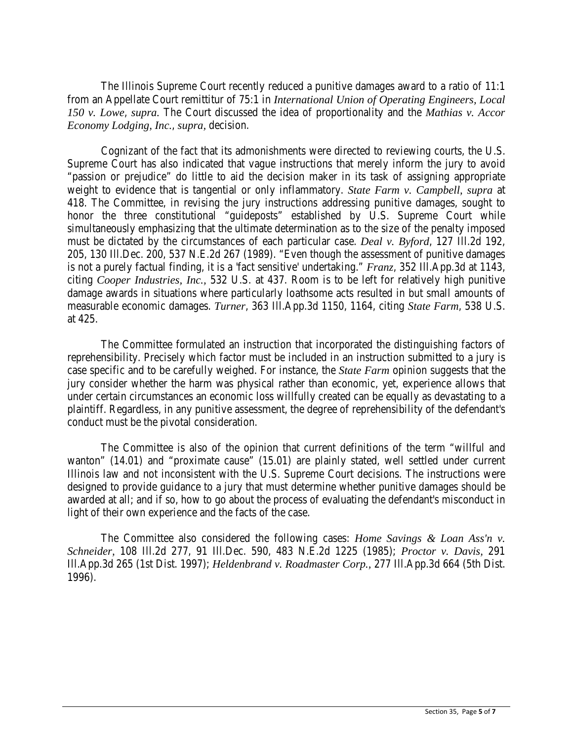The Illinois Supreme Court recently reduced a punitive damages award to a ratio of 11:1 from an Appellate Court remittitur of 75:1 in *International Union of Operating Engineers, Local 150 v. Lowe*, *supra*. The Court discussed the idea of proportionality and the *Mathias v. Accor Economy Lodging, Inc.*, *supra*, decision.

Cognizant of the fact that its admonishments were directed to reviewing courts, the U.S. Supreme Court has also indicated that vague instructions that merely inform the jury to avoid "passion or prejudice" do little to aid the decision maker in its task of assigning appropriate weight to evidence that is tangential or only inflammatory. *State Farm v. Campbell, supra* at 418. The Committee, in revising the jury instructions addressing punitive damages, sought to honor the three constitutional "guideposts" established by U.S. Supreme Court while simultaneously emphasizing that the ultimate determination as to the size of the penalty imposed must be dictated by the circumstances of each particular case. *Deal v. Byford*, 127 Ill.2d 192, 205, 130 Ill.Dec. 200, 537 N.E.2d 267 (1989). "Even though the assessment of punitive damages is not a purely factual finding, it is a 'fact sensitive' undertaking." *Franz*, 352 Ill.App.3d at 1143, citing *Cooper Industries, Inc.*, 532 U.S. at 437. Room is to be left for relatively high punitive damage awards in situations where particularly loathsome acts resulted in but small amounts of measurable economic damages. *Turner*, 363 Ill.App.3d 1150, 1164, citing *State Farm*, 538 U.S. at 425.

The Committee formulated an instruction that incorporated the distinguishing factors of reprehensibility. Precisely which factor must be included in an instruction submitted to a jury is case specific and to be carefully weighed. For instance, the *State Farm* opinion suggests that the jury consider whether the harm was physical rather than economic, yet, experience allows that under certain circumstances an economic loss willfully created can be equally as devastating to a plaintiff. Regardless, in any punitive assessment, the degree of reprehensibility of the defendant's conduct must be the pivotal consideration.

The Committee is also of the opinion that current definitions of the term "willful and wanton" (14.01) and "proximate cause" (15.01) are plainly stated, well settled under current Illinois law and not inconsistent with the U.S. Supreme Court decisions. The instructions were designed to provide guidance to a jury that must determine whether punitive damages should be awarded at all; and if so, how to go about the process of evaluating the defendant's misconduct in light of their own experience and the facts of the case.

The Committee also considered the following cases: *Home Savings & Loan Ass'n v. Schneider*, 108 Ill.2d 277, 91 Ill.Dec. 590, 483 N.E.2d 1225 (1985); *Proctor v. Davis*, 291 Ill.App.3d 265 (1st Dist. 1997); *Heldenbrand v. Roadmaster Corp.*, 277 Ill.App.3d 664 (5th Dist. 1996).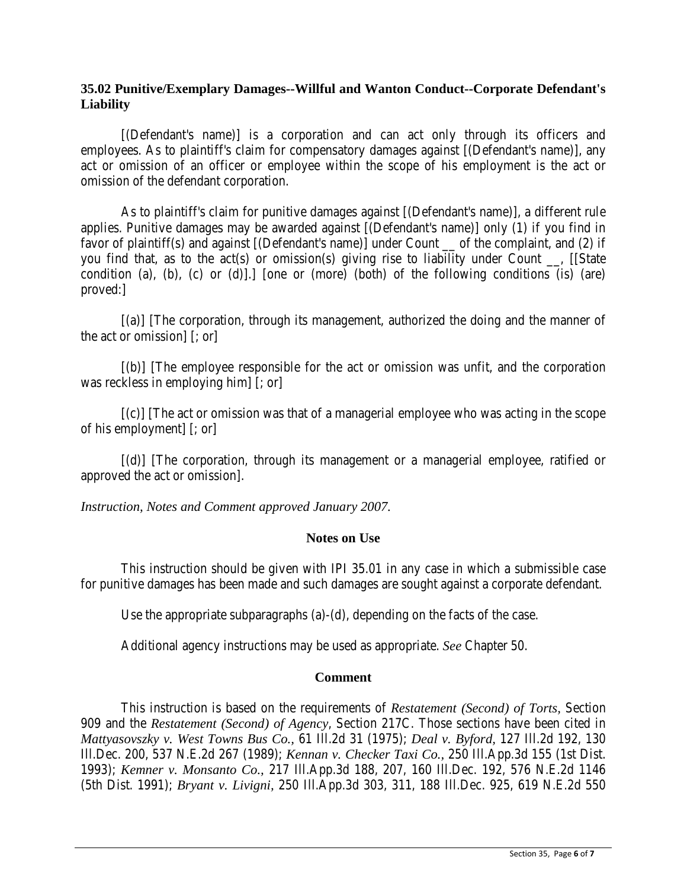### 35.02 Punitive/Exemplary Damages--Willful and Wanton Conduct--Corporate Defendant's Liability

[(Defendant's name)] is a corporation and can act only through its officers and employees. As to plaintiff's claim for compensatory damages against [(Defendant's name)], any act or omission of an officer or employee within the scope of his employment is the act or omission of the defendant corporation.

As to plaintiff's claim for punitive damages against [(Defendant's name)], a different rule applies. Punitive damages may be awarded against [(Defendant's name)] only (1) if you find in favor of plaintiff(s) and against [(Defendant's name)] under Count __ of the complaint, and (2) if you find that, as to the act(s) or omission(s) giving rise to liability under Count __, [[State condition (a), (b), (c) or (d)].] [one or (more) (both) of the following conditions (is) (are) proved:]

[(a)] [The corporation, through its management, authorized the doing and the manner of the act or omission] [; or]

[(b)] [The employee responsible for the act or omission was unfit, and the corporation was reckless in employing him] [; or]

[(c)] [The act or omission was that of a managerial employee who was acting in the scope of his employment] [; or]

[(d)] [The corporation, through its management or a managerial employee, ratified or approved the act or omission].

*Instruction, Notes and Comment approved January 2007.*

**Notes on Use**

This instruction should be given with IPI 35.01 in any case in which a submissible case for punitive damages has been made and such damages are sought against a corporate defendant.

Use the appropriate subparagraphs (a)-(d), depending on the facts of the case.

Additional agency instructions may be used as appropriate. *See* Chapter 50.

**Comment**

This instruction is based on the requirements of *Restatement (Second) of Torts*, Section 909 and the *Restatement (Second) of Agency*, Section 217C. Those sections have been cited in *Mattyasovszky v. West Towns Bus Co.*, 61 Ill.2d 31 (1975); *Deal v. Byford*, 127 Ill.2d 192, 130 Ill.Dec. 200, 537 N.E.2d 267 (1989); *Kennan v. Checker Taxi Co.*, 250 Ill.App.3d 155 (1st Dist. 1993); *Kemner v. Monsanto Co.*, 217 Ill.App.3d 188, 207, 160 Ill.Dec. 192, 576 N.E.2d 1146 (5th Dist. 1991); *Bryant v. Livigni*, 250 Ill.App.3d 303, 311, 188 Ill.Dec. 925, 619 N.E.2d 550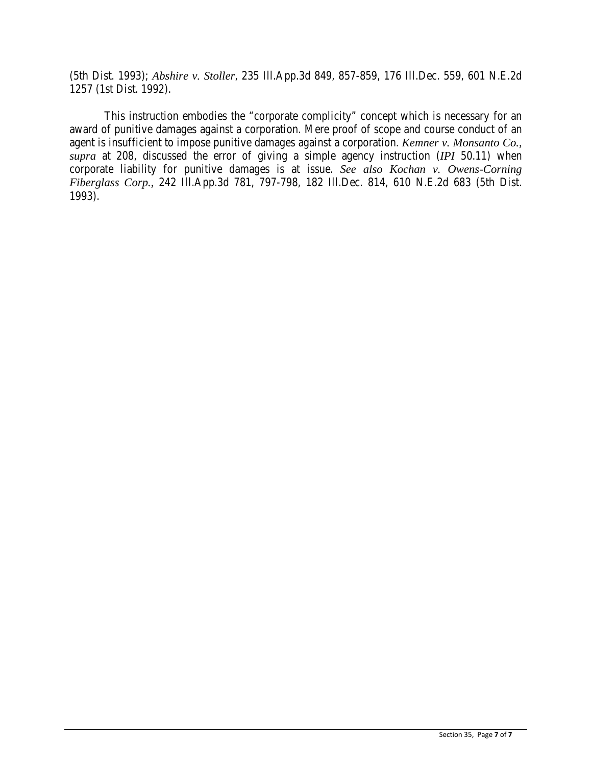(5th Dist. 1993); *Abshire v. Stoller*, 235 Ill.App.3d 849, 857-859, 176 Ill.Dec. 559, 601 N.E.2d 1257 (1st Dist. 1992).

This instruction embodies the "corporate complicity" concept which is necessary for an award of punitive damages against a corporation. Mere proof of scope and course conduct of an agent is insufficient to impose punitive damages against a corporation. *Kemner v. Monsanto Co., supra* at 208, discussed the error of giving a simple agency instruction (*IPI* 50.11) when corporate liability for punitive damages is at issue. *See also Kochan v. Owens-Corning Fiberglass Corp.*, 242 Ill.App.3d 781, 797-798, 182 Ill.Dec. 814, 610 N.E.2d 683 (5th Dist. 1993).